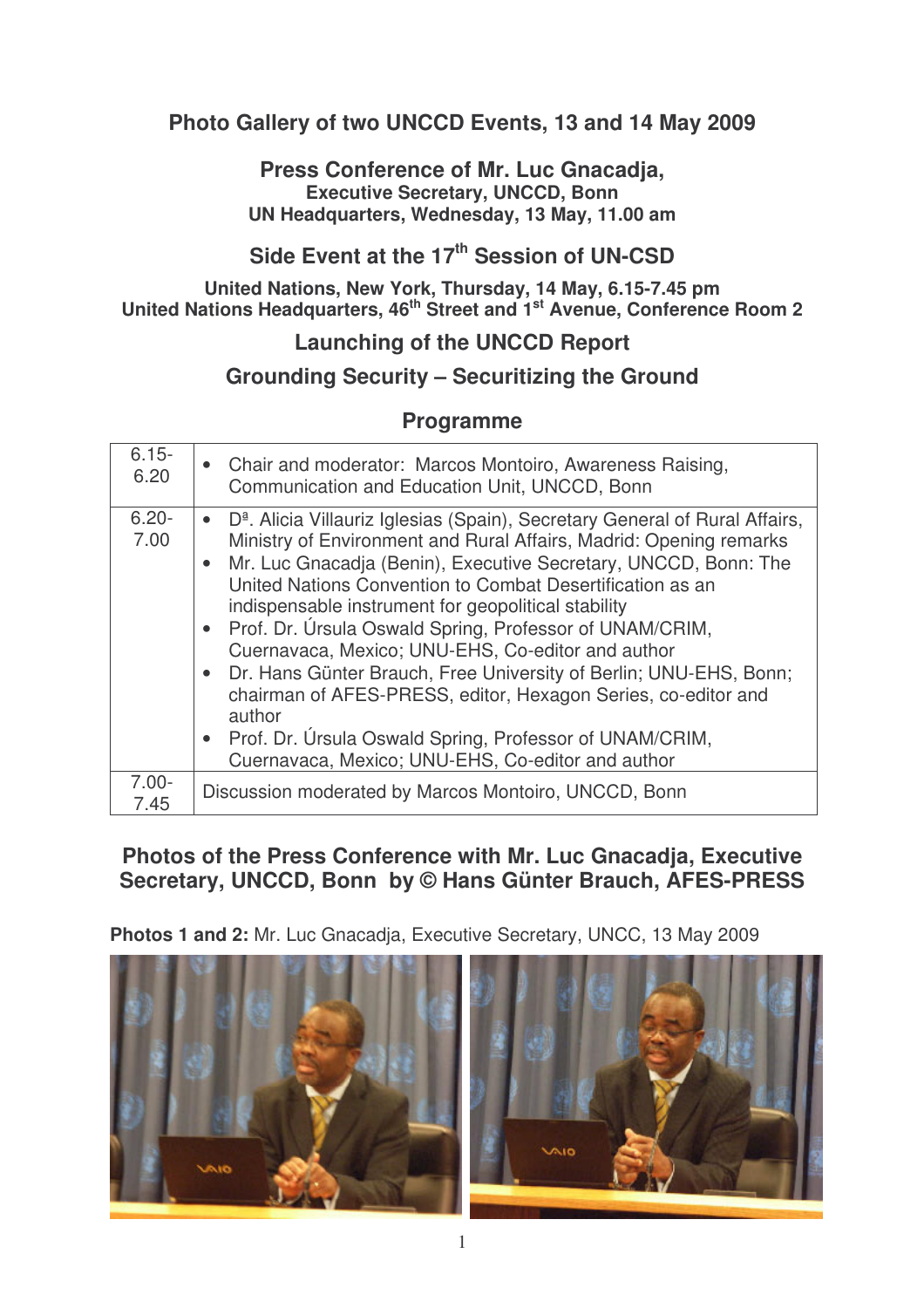# Photo Gallery of two UNCCD Events, 13 and 14 May 2009

## Press Conference of Mr. Luc Gnacadja,

**Executive Secretary, UNCCD, Bonn**
**UN Headquarters, Wednesday, 13 May, 11.00 am**

## Side Event at the 17th Session of UN-CSD

**United Nations, New York, Thursday, 14 May, 6.15-7.45 pm**
**United Nations Headquarters, 46th Street and 1st Avenue, Conference Room 2**

## Launching of the UNCCD Report

## Grounding Security – Securitizing the Ground

## Programme

| | |
|---|---|
| 6.15-6.20 | • Chair and moderator: Marcos Montoiro, Awareness Raising, Communication and Education Unit, UNCCD, Bonn |
| 6.20-7.00 | • Dª. Alicia Villauriz Iglesias (Spain), Secretary General of Rural Affairs, Ministry of Environment and Rural Affairs, Madrid: Opening remarks<br>• Mr. Luc Gnacadja (Benin), Executive Secretary, UNCCD, Bonn: The United Nations Convention to Combat Desertification as an indispensable instrument for geopolitical stability<br>• Prof. Dr. Úrsula Oswald Spring, Professor of UNAM/CRIM, Cuernavaca, Mexico; UNU-EHS, Co-editor and author<br>• Dr. Hans Günter Brauch, Free University of Berlin; UNU-EHS, Bonn; chairman of AFES-PRESS, editor, Hexagon Series, co-editor and author<br>• Prof. Dr. Úrsula Oswald Spring, Professor of UNAM/CRIM, Cuernavaca, Mexico; UNU-EHS, Co-editor and author |
| 7.00-7.45 | Discussion moderated by Marcos Montoiro, UNCCD, Bonn |

## Photos of the Press Conference with Mr. Luc Gnacadja, Executive Secretary, UNCCD, Bonn by © Hans Günter Brauch, AFES-PRESS

**Photos 1 and 2:** Mr. Luc Gnacadja, Executive Secretary, UNCC, 13 May 2009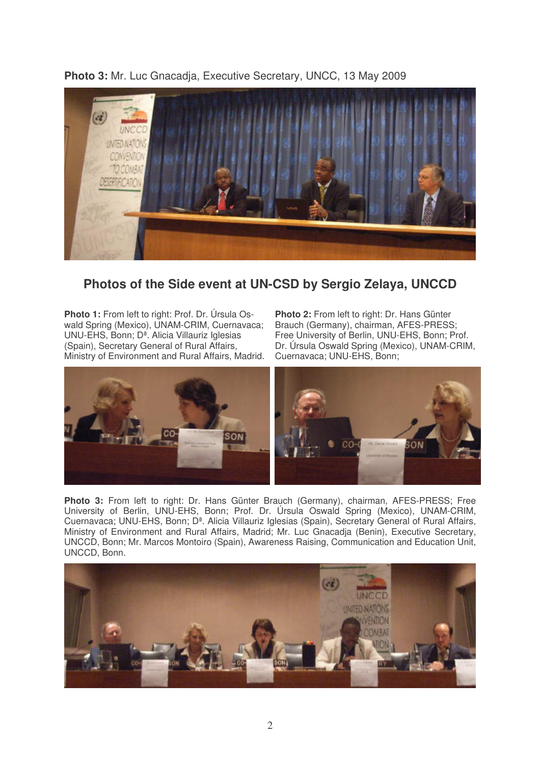**Photo 3:** Mr. Luc Gnacadja, Executive Secretary, UNCC, 13 May 2009

## Photos of the Side event at UN-CSD by Sergio Zelaya, UNCCD

**Photo 1:** From left to right: Prof. Dr. Úrsula Oswald Spring (Mexico), UNAM-CRIM, Cuernavaca; UNU-EHS, Bonn; Dª. Alicia Villauriz Iglesias (Spain), Secretary General of Rural Affairs, Ministry of Environment and Rural Affairs, Madrid.

**Photo 2:** From left to right: Dr. Hans Günter Brauch (Germany), chairman, AFES-PRESS; Free University of Berlin, UNU-EHS, Bonn; Prof. Dr. Úrsula Oswald Spring (Mexico), UNAM-CRIM, Cuernavaca; UNU-EHS, Bonn;

**Photo 3:** From left to right: Dr. Hans Günter Brauch (Germany), chairman, AFES-PRESS; Free University of Berlin, UNU-EHS, Bonn; Prof. Dr. Úrsula Oswald Spring (Mexico), UNAM-CRIM, Cuernavaca; UNU-EHS, Bonn; Dª. Alicia Villauriz Iglesias (Spain), Secretary General of Rural Affairs, Ministry of Environment and Rural Affairs, Madrid; Mr. Luc Gnacadja (Benin), Executive Secretary, UNCCD, Bonn; Mr. Marcos Montoiro (Spain), Awareness Raising, Communication and Education Unit, UNCCD, Bonn.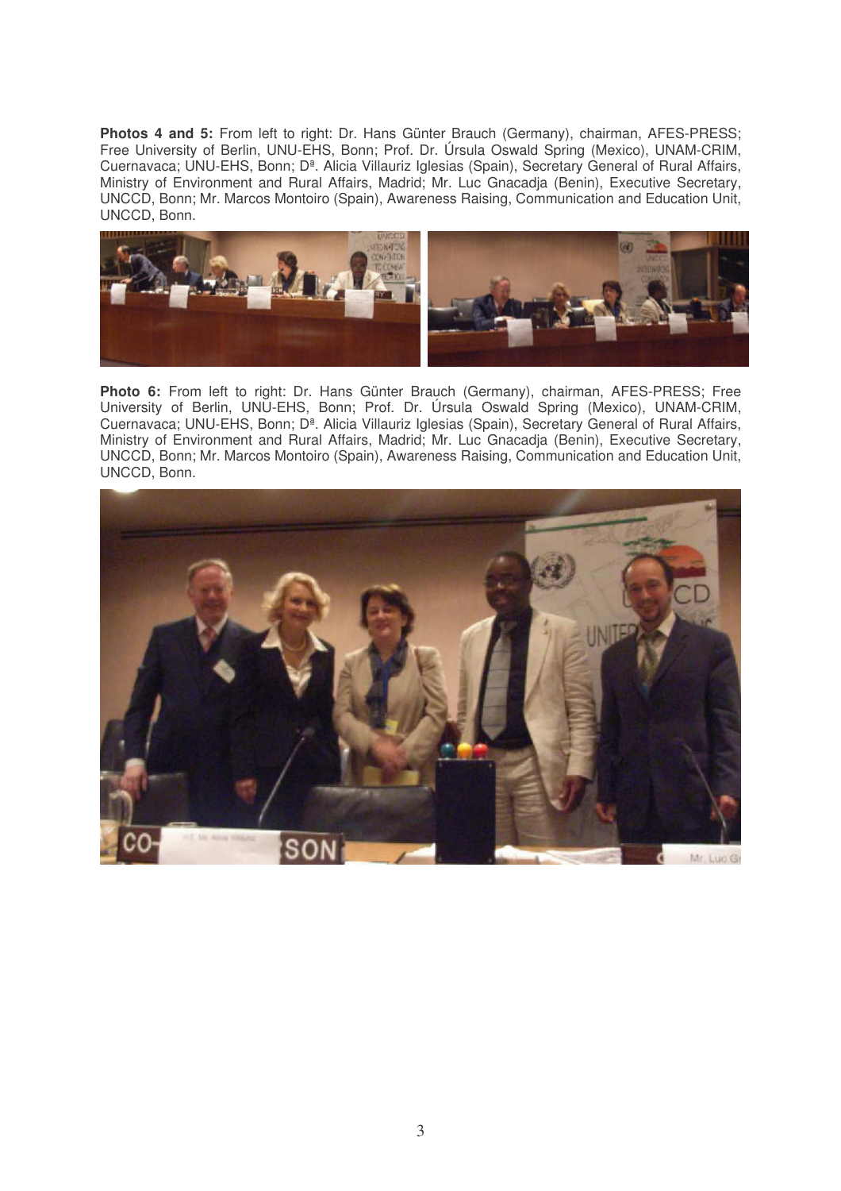**Photos 4 and 5:** From left to right: Dr. Hans Günter Brauch (Germany), chairman, AFES-PRESS; Free University of Berlin, UNU-EHS, Bonn; Prof. Dr. Úrsula Oswald Spring (Mexico), UNAM-CRIM, Cuernavaca; UNU-EHS, Bonn; Dª. Alicia Villauriz Iglesias (Spain), Secretary General of Rural Affairs, Ministry of Environment and Rural Affairs, Madrid; Mr. Luc Gnacadja (Benin), Executive Secretary, UNCCD, Bonn; Mr. Marcos Montoiro (Spain), Awareness Raising, Communication and Education Unit, UNCCD, Bonn.

**Photo 6:** From left to right: Dr. Hans Günter Brauch (Germany), chairman, AFES-PRESS; Free University of Berlin, UNU-EHS, Bonn; Prof. Dr. Úrsula Oswald Spring (Mexico), UNAM-CRIM, Cuernavaca; UNU-EHS, Bonn; Dª. Alicia Villauriz Iglesias (Spain), Secretary General of Rural Affairs, Ministry of Environment and Rural Affairs, Madrid; Mr. Luc Gnacadja (Benin), Executive Secretary, UNCCD, Bonn; Mr. Marcos Montoiro (Spain), Awareness Raising, Communication and Education Unit, UNCCD, Bonn.